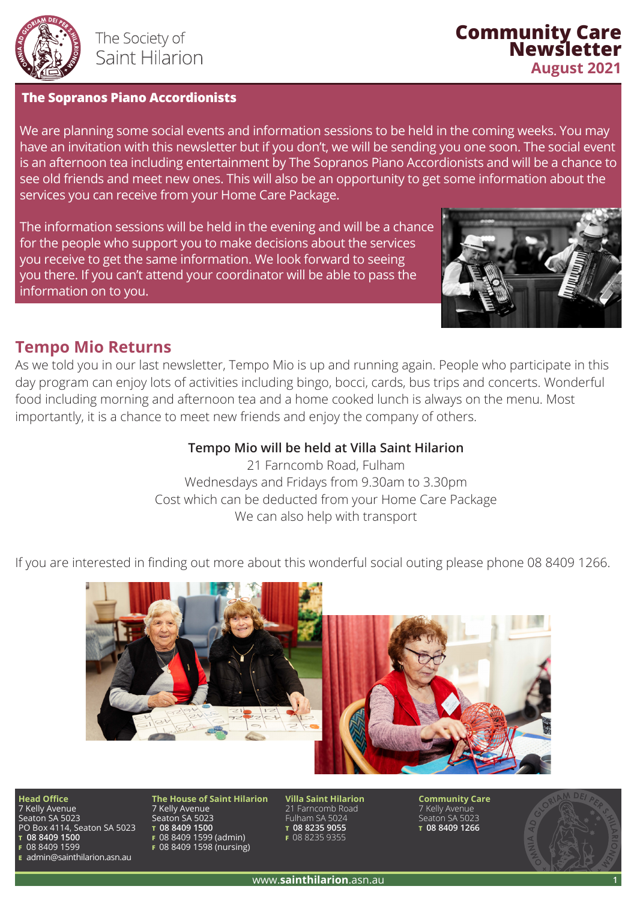The Society of Saint Hilarion

# Community Care Newsletter

**August 2021**

## The Sopranos Piano Accordionists

We are planning some social events and information sessions to be held in the coming weeks. You may have an invitation with this newsletter but if you don't, we will be sending you one soon. The social event is an afternoon tea including entertainment by The Sopranos Piano Accordionists and will be a chance to see old friends and meet new ones. This will also be an opportunity to get some information about the services you can receive from your Home Care Package.

The information sessions will be held in the evening and will be a chance for the people who support you to make decisions about the services you receive to get the same information. We look forward to seeing you there. If you can't attend your coordinator will be able to pass the information on to you.

## Tempo Mio Returns

As we told you in our last newsletter, Tempo Mio is up and running again. People who participate in this day program can enjoy lots of activities including bingo, bocci, cards, bus trips and concerts. Wonderful food including morning and afternoon tea and a home cooked lunch is always on the menu. Most importantly, it is a chance to meet new friends and enjoy the company of others.

**Tempo Mio will be held at Villa Saint Hilarion**
21 Farncomb Road, Fulham
Wednesdays and Fridays from 9.30am to 3.30pm
Cost which can be deducted from your Home Care Package
We can also help with transport

If you are interested in finding out more about this wonderful social outing please phone 08 8409 1266.

**Head Office**
7 Kelly Avenue
Seaton SA 5023
PO Box 4114, Seaton SA 5023
T **08 8409 1500**
F 08 8409 1599
E admin@sainthilarion.asn.au

**The House of Saint Hilarion**
7 Kelly Avenue
Seaton SA 5023
T **08 8409 1500**
F 08 8409 1599 (admin)
F 08 8409 1598 (nursing)

**Villa Saint Hilarion**
21 Farncomb Road
Fulham SA 5024
T **08 8235 9055**
F 08 8235 9355

**Community Care**
7 Kelly Avenue
Seaton SA 5023
T **08 8409 1266**

www.**sainthilarion**.asn.au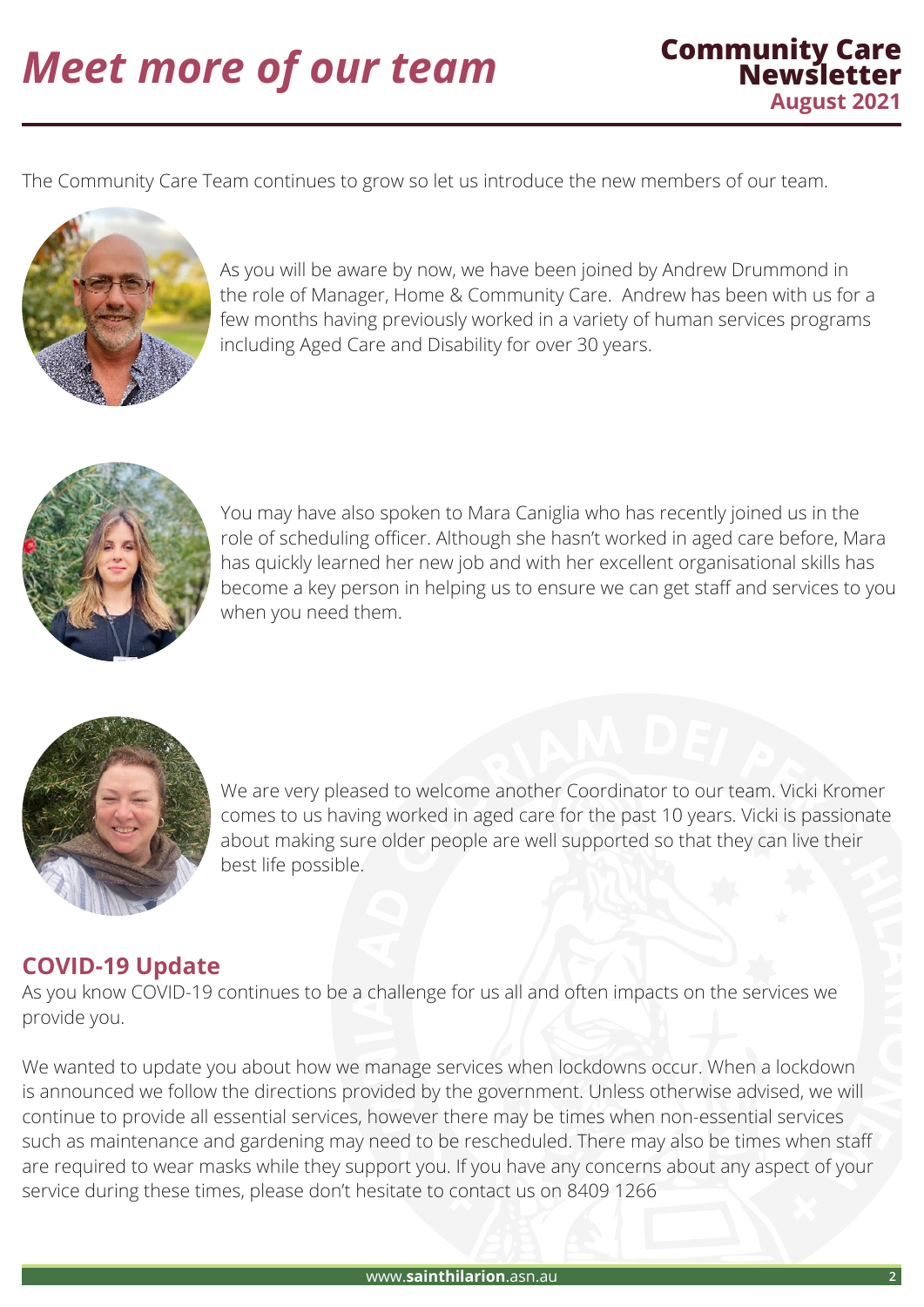# Meet more of our team

The Community Care Team continues to grow so let us introduce the new members of our team.

As you will be aware by now, we have been joined by Andrew Drummond in the role of Manager, Home & Community Care. Andrew has been with us for a few months having previously worked in a variety of human services programs including Aged Care and Disability for over 30 years.

You may have also spoken to Mara Caniglia who has recently joined us in the role of scheduling officer. Although she hasn't worked in aged care before, Mara has quickly learned her new job and with her excellent organisational skills has become a key person in helping us to ensure we can get staff and services to you when you need them.

We are very pleased to welcome another Coordinator to our team. Vicki Kromer comes to us having worked in aged care for the past 10 years. Vicki is passionate about making sure older people are well supported so that they can live their best life possible.

## COVID-19 Update

As you know COVID-19 continues to be a challenge for us all and often impacts on the services we provide you.

We wanted to update you about how we manage services when lockdowns occur. When a lockdown is announced we follow the directions provided by the government. Unless otherwise advised, we will continue to provide all essential services, however there may be times when non-essential services such as maintenance and gardening may need to be rescheduled. There may also be times when staff are required to wear masks while they support you. If you have any concerns about any aspect of your service during these times, please don't hesitate to contact us on 8409 1266